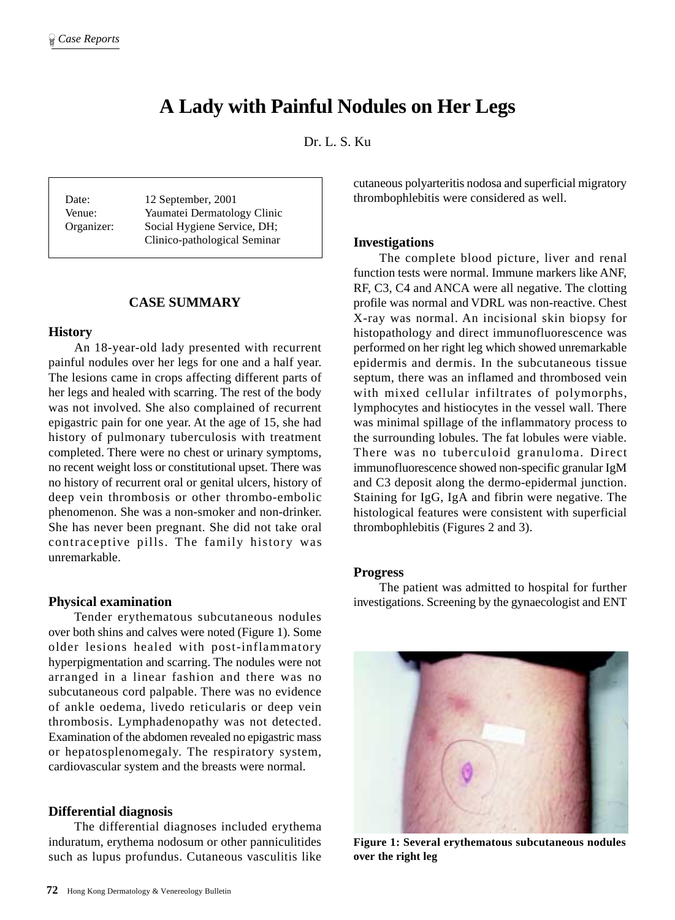# A Lady with Painful Nodules on Her Legs

Dr. L. S. Ku

| | |
|---|---|
| Date: | 12 September, 2001 |
| Venue: | Yaumatei Dermatology Clinic |
| Organizer: | Social Hygiene Service, DH; Clinico-pathological Seminar |

## CASE SUMMARY

### History

An 18-year-old lady presented with recurrent painful nodules over her legs for one and a half year. The lesions came in crops affecting different parts of her legs and healed with scarring. The rest of the body was not involved. She also complained of recurrent epigastric pain for one year. At the age of 15, she had history of pulmonary tuberculosis with treatment completed. There were no chest or urinary symptoms, no recent weight loss or constitutional upset. There was no history of recurrent oral or genital ulcers, history of deep vein thrombosis or other thrombo-embolic phenomenon. She was a non-smoker and non-drinker. She has never been pregnant. She did not take oral contraceptive pills. The family history was unremarkable.

### Physical examination

Tender erythematous subcutaneous nodules over both shins and calves were noted (Figure 1). Some older lesions healed with post-inflammatory hyperpigmentation and scarring. The nodules were not arranged in a linear fashion and there was no subcutaneous cord palpable. There was no evidence of ankle oedema, livedo reticularis or deep vein thrombosis. Lymphadenopathy was not detected. Examination of the abdomen revealed no epigastric mass or hepatosplenomegaly. The respiratory system, cardiovascular system and the breasts were normal.

### Differential diagnosis

The differential diagnoses included erythema induratum, erythema nodosum or other panniculitides such as lupus profundus. Cutaneous vasculitis like cutaneous polyarteritis nodosa and superficial migratory thrombophlebitis were considered as well.

### Investigations

The complete blood picture, liver and renal function tests were normal. Immune markers like ANF, RF, C3, C4 and ANCA were all negative. The clotting profile was normal and VDRL was non-reactive. Chest X-ray was normal. An incisional skin biopsy for histopathology and direct immunofluorescence was performed on her right leg which showed unremarkable epidermis and dermis. In the subcutaneous tissue septum, there was an inflamed and thrombosed vein with mixed cellular infiltrates of polymorphs, lymphocytes and histiocytes in the vessel wall. There was minimal spillage of the inflammatory process to the surrounding lobules. The fat lobules were viable. There was no tuberculoid granuloma. Direct immunofluorescence showed non-specific granular IgM and C3 deposit along the dermo-epidermal junction. Staining for IgG, IgA and fibrin were negative. The histological features were consistent with superficial thrombophlebitis (Figures 2 and 3).

### Progress

The patient was admitted to hospital for further investigations. Screening by the gynaecologist and ENT

**Figure 1: Several erythematous subcutaneous nodules over the right leg**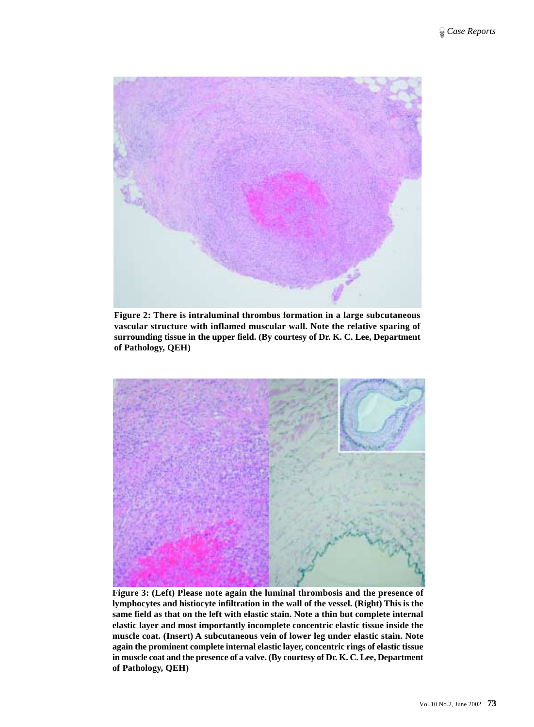**Figure 2: There is intraluminal thrombus formation in a large subcutaneous vascular structure with inflamed muscular wall. Note the relative sparing of surrounding tissue in the upper field. (By courtesy of Dr. K. C. Lee, Department of Pathology, QEH)**

**Figure 3: (Left) Please note again the luminal thrombosis and the presence of lymphocytes and histiocyte infiltration in the wall of the vessel. (Right) This is the same field as that on the left with elastic stain. Note a thin but complete internal elastic layer and most importantly incomplete concentric elastic tissue inside the muscle coat. (Insert) A subcutaneous vein of lower leg under elastic stain. Note again the prominent complete internal elastic layer, concentric rings of elastic tissue in muscle coat and the presence of a valve. (By courtesy of Dr. K. C. Lee, Department of Pathology, QEH)**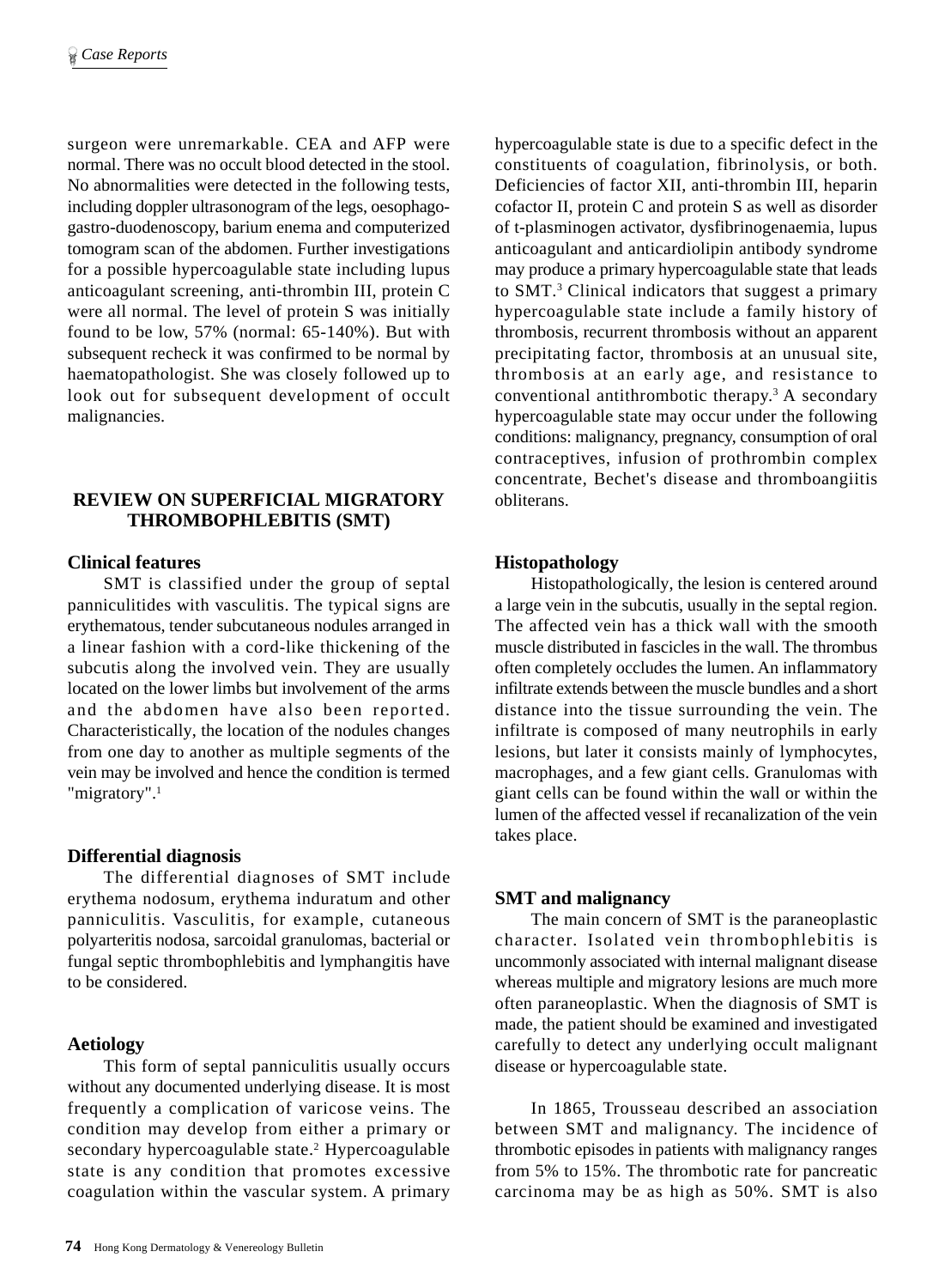surgeon were unremarkable. CEA and AFP were normal. There was no occult blood detected in the stool. No abnormalities were detected in the following tests, including doppler ultrasonogram of the legs, oesophago-gastro-duodenoscopy, barium enema and computerized tomogram scan of the abdomen. Further investigations for a possible hypercoagulable state including lupus anticoagulant screening, anti-thrombin III, protein C were all normal. The level of protein S was initially found to be low, 57% (normal: 65-140%). But with subsequent recheck it was confirmed to be normal by haematopathologist. She was closely followed up to look out for subsequent development of occult malignancies.

## REVIEW ON SUPERFICIAL MIGRATORY THROMBOPHLEBITIS (SMT)

### Clinical features

SMT is classified under the group of septal panniculitides with vasculitis. The typical signs are erythematous, tender subcutaneous nodules arranged in a linear fashion with a cord-like thickening of the subcutis along the involved vein. They are usually located on the lower limbs but involvement of the arms and the abdomen have also been reported. Characteristically, the location of the nodules changes from one day to another as multiple segments of the vein may be involved and hence the condition is termed "migratory".[1]

### Differential diagnosis

The differential diagnoses of SMT include erythema nodosum, erythema induratum and other panniculitis. Vasculitis, for example, cutaneous polyarteritis nodosa, sarcoidal granulomas, bacterial or fungal septic thrombophlebitis and lymphangitis have to be considered.

### Aetiology

This form of septal panniculitis usually occurs without any documented underlying disease. It is most frequently a complication of varicose veins. The condition may develop from either a primary or secondary hypercoagulable state.[2] Hypercoagulable state is any condition that promotes excessive coagulation within the vascular system. A primary hypercoagulable state is due to a specific defect in the constituents of coagulation, fibrinolysis, or both. Deficiencies of factor XII, anti-thrombin III, heparin cofactor II, protein C and protein S as well as disorder of t-plasminogen activator, dysfibrinogenaemia, lupus anticoagulant and anticardiolipin antibody syndrome may produce a primary hypercoagulable state that leads to SMT.[3] Clinical indicators that suggest a primary hypercoagulable state include a family history of thrombosis, recurrent thrombosis without an apparent precipitating factor, thrombosis at an unusual site, thrombosis at an early age, and resistance to conventional antithrombotic therapy.[3] A secondary hypercoagulable state may occur under the following conditions: malignancy, pregnancy, consumption of oral contraceptives, infusion of prothrombin complex concentrate, Bechet's disease and thromboangiitis obliterans.

### Histopathology

Histopathologically, the lesion is centered around a large vein in the subcutis, usually in the septal region. The affected vein has a thick wall with the smooth muscle distributed in fascicles in the wall. The thrombus often completely occludes the lumen. An inflammatory infiltrate extends between the muscle bundles and a short distance into the tissue surrounding the vein. The infiltrate is composed of many neutrophils in early lesions, but later it consists mainly of lymphocytes, macrophages, and a few giant cells. Granulomas with giant cells can be found within the wall or within the lumen of the affected vessel if recanalization of the vein takes place.

### SMT and malignancy

The main concern of SMT is the paraneoplastic character. Isolated vein thrombophlebitis is uncommonly associated with internal malignant disease whereas multiple and migratory lesions are much more often paraneoplastic. When the diagnosis of SMT is made, the patient should be examined and investigated carefully to detect any underlying occult malignant disease or hypercoagulable state.

In 1865, Trousseau described an association between SMT and malignancy. The incidence of thrombotic episodes in patients with malignancy ranges from 5% to 15%. The thrombotic rate for pancreatic carcinoma may be as high as 50%. SMT is also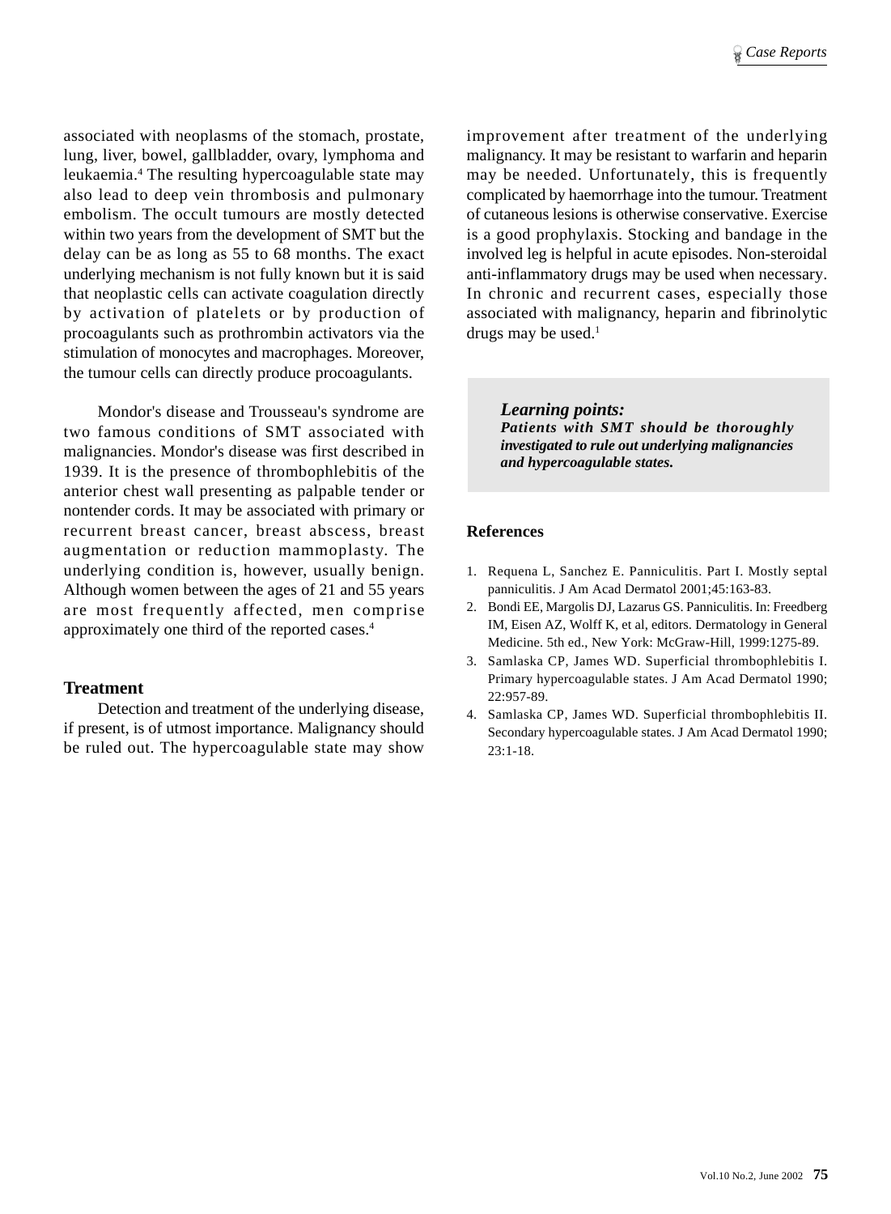associated with neoplasms of the stomach, prostate, lung, liver, bowel, gallbladder, ovary, lymphoma and leukaemia.[4] The resulting hypercoagulable state may also lead to deep vein thrombosis and pulmonary embolism. The occult tumours are mostly detected within two years from the development of SMT but the delay can be as long as 55 to 68 months. The exact underlying mechanism is not fully known but it is said that neoplastic cells can activate coagulation directly by activation of platelets or by production of procoagulants such as prothrombin activators via the stimulation of monocytes and macrophages. Moreover, the tumour cells can directly produce procoagulants.

Mondor's disease and Trousseau's syndrome are two famous conditions of SMT associated with malignancies. Mondor's disease was first described in 1939. It is the presence of thrombophlebitis of the anterior chest wall presenting as palpable tender or nontender cords. It may be associated with primary or recurrent breast cancer, breast abscess, breast augmentation or reduction mammoplasty. The underlying condition is, however, usually benign. Although women between the ages of 21 and 55 years are most frequently affected, men comprise approximately one third of the reported cases.[4]

## Treatment

Detection and treatment of the underlying disease, if present, is of utmost importance. Malignancy should be ruled out. The hypercoagulable state may show improvement after treatment of the underlying malignancy. It may be resistant to warfarin and heparin may be needed. Unfortunately, this is frequently complicated by haemorrhage into the tumour. Treatment of cutaneous lesions is otherwise conservative. Exercise is a good prophylaxis. Stocking and bandage in the involved leg is helpful in acute episodes. Non-steroidal anti-inflammatory drugs may be used when necessary. In chronic and recurrent cases, especially those associated with malignancy, heparin and fibrinolytic drugs may be used.[1]

> ***Learning points:***
> ***Patients with SMT should be thoroughly investigated to rule out underlying malignancies and hypercoagulable states.***

## References

1. Requena L, Sanchez E. Panniculitis. Part I. Mostly septal panniculitis. J Am Acad Dermatol 2001;45:163-83.
2. Bondi EE, Margolis DJ, Lazarus GS. Panniculitis. In: Freedberg IM, Eisen AZ, Wolff K, et al, editors. Dermatology in General Medicine. 5th ed., New York: McGraw-Hill, 1999:1275-89.
3. Samlaska CP, James WD. Superficial thrombophlebitis I. Primary hypercoagulable states. J Am Acad Dermatol 1990; 22:957-89.
4. Samlaska CP, James WD. Superficial thrombophlebitis II. Secondary hypercoagulable states. J Am Acad Dermatol 1990; 23:1-18.